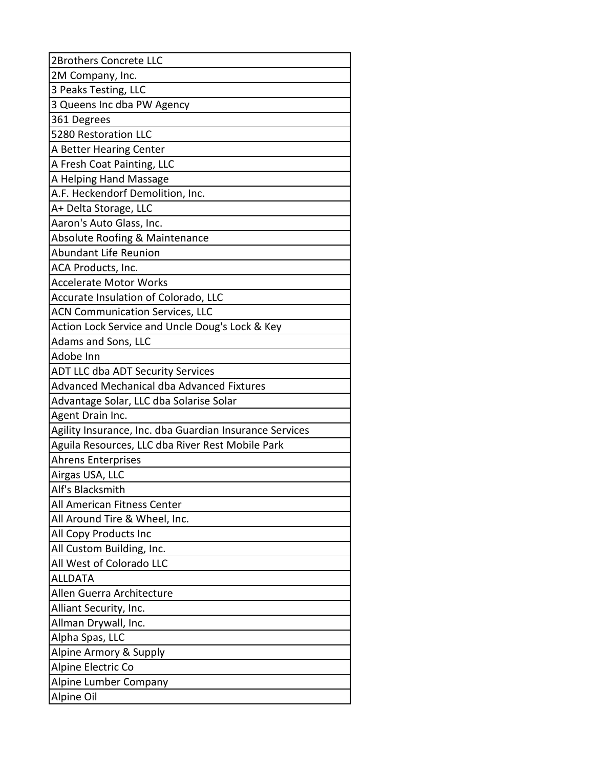| 2Brothers Concrete LLC |
|---|
| 2M Company, Inc. |
| 3 Peaks Testing, LLC |
| 3 Queens Inc dba PW Agency |
| 361 Degrees |
| 5280 Restoration LLC |
| A Better Hearing Center |
| A Fresh Coat Painting, LLC |
| A Helping Hand Massage |
| A.F. Heckendorf Demolition, Inc. |
| A+ Delta Storage, LLC |
| Aaron's Auto Glass, Inc. |
| Absolute Roofing & Maintenance |
| Abundant Life Reunion |
| ACA Products, Inc. |
| Accelerate Motor Works |
| Accurate Insulation of Colorado, LLC |
| ACN Communication Services, LLC |
| Action Lock Service and Uncle Doug's Lock & Key |
| Adams and Sons, LLC |
| Adobe Inn |
| ADT LLC dba ADT Security Services |
| Advanced Mechanical dba Advanced Fixtures |
| Advantage Solar, LLC dba Solarise Solar |
| Agent Drain Inc. |
| Agility Insurance, Inc. dba Guardian Insurance Services |
| Aguila Resources, LLC dba River Rest Mobile Park |
| Ahrens Enterprises |
| Airgas USA, LLC |
| Alf's Blacksmith |
| All American Fitness Center |
| All Around Tire & Wheel, Inc. |
| All Copy Products Inc |
| All Custom Building, Inc. |
| All West of Colorado LLC |
| ALLDATA |
| Allen Guerra Architecture |
| Alliant Security, Inc. |
| Allman Drywall, Inc. |
| Alpha Spas, LLC |
| Alpine Armory & Supply |
| Alpine Electric Co |
| Alpine Lumber Company |
| Alpine Oil |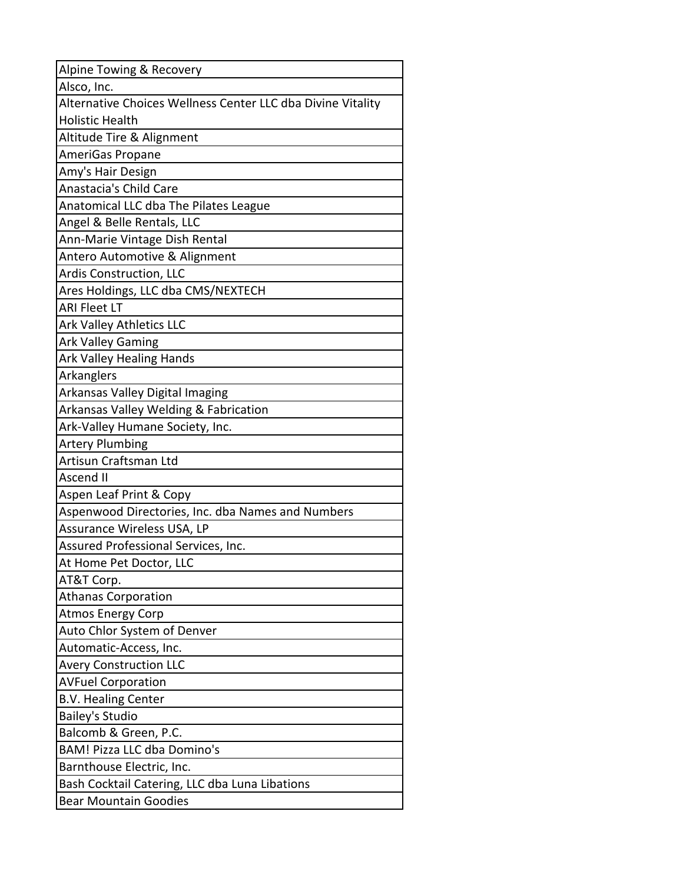| Alpine Towing & Recovery |
|---|
| Alsco, Inc. |
| Alternative Choices Wellness Center LLC dba Divine Vitality Holistic Health |
| Altitude Tire & Alignment |
| AmeriGas Propane |
| Amy's Hair Design |
| Anastacia's Child Care |
| Anatomical LLC dba The Pilates League |
| Angel & Belle Rentals, LLC |
| Ann-Marie Vintage Dish Rental |
| Antero Automotive & Alignment |
| Ardis Construction, LLC |
| Ares Holdings, LLC dba CMS/NEXTECH |
| ARI Fleet LT |
| Ark Valley Athletics LLC |
| Ark Valley Gaming |
| Ark Valley Healing Hands |
| Arkanglers |
| Arkansas Valley Digital Imaging |
| Arkansas Valley Welding & Fabrication |
| Ark-Valley Humane Society, Inc. |
| Artery Plumbing |
| Artisun Craftsman Ltd |
| Ascend II |
| Aspen Leaf Print & Copy |
| Aspenwood Directories, Inc. dba Names and Numbers |
| Assurance Wireless USA, LP |
| Assured Professional Services, Inc. |
| At Home Pet Doctor, LLC |
| AT&T Corp. |
| Athanas Corporation |
| Atmos Energy Corp |
| Auto Chlor System of Denver |
| Automatic-Access, Inc. |
| Avery Construction LLC |
| AVFuel Corporation |
| B.V. Healing Center |
| Bailey's Studio |
| Balcomb & Green, P.C. |
| BAM! Pizza LLC dba Domino's |
| Barnthouse Electric, Inc. |
| Bash Cocktail Catering, LLC dba Luna Libations |
| Bear Mountain Goodies |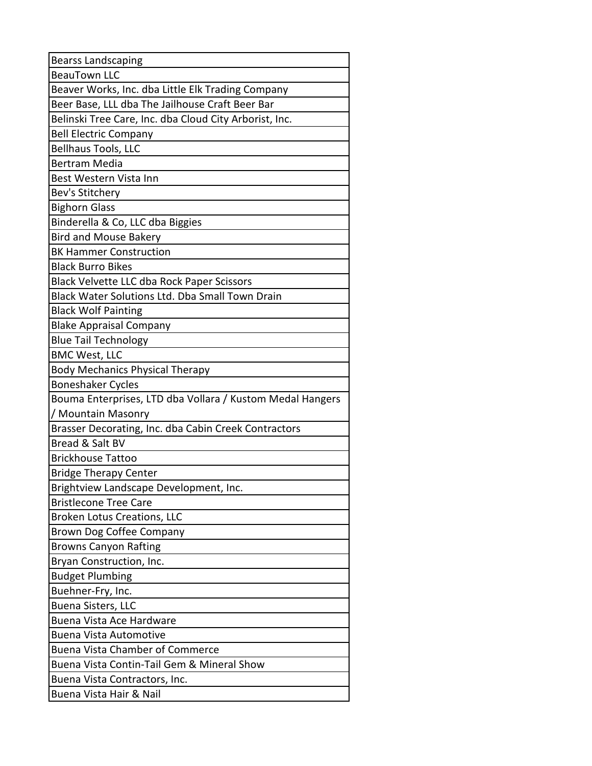| Bearss Landscaping |
| --- |
| BeauTown LLC |
| Beaver Works, Inc. dba Little Elk Trading Company |
| Beer Base, LLL dba The Jailhouse Craft Beer Bar |
| Belinski Tree Care, Inc. dba Cloud City Arborist, Inc. |
| Bell Electric Company |
| Bellhaus Tools, LLC |
| Bertram Media |
| Best Western Vista Inn |
| Bev's Stitchery |
| Bighorn Glass |
| Binderella & Co, LLC dba Biggies |
| Bird and Mouse Bakery |
| BK Hammer Construction |
| Black Burro Bikes |
| Black Velvette LLC dba Rock Paper Scissors |
| Black Water Solutions Ltd. Dba Small Town Drain |
| Black Wolf Painting |
| Blake Appraisal Company |
| Blue Tail Technology |
| BMC West, LLC |
| Body Mechanics Physical Therapy |
| Boneshaker Cycles |
| Bouma Enterprises, LTD dba Vollara / Kustom Medal Hangers / Mountain Masonry |
| Brasser Decorating, Inc. dba Cabin Creek Contractors |
| Bread & Salt BV |
| Brickhouse Tattoo |
| Bridge Therapy Center |
| Brightview Landscape Development, Inc. |
| Bristlecone Tree Care |
| Broken Lotus Creations, LLC |
| Brown Dog Coffee Company |
| Browns Canyon Rafting |
| Bryan Construction, Inc. |
| Budget Plumbing |
| Buehner-Fry, Inc. |
| Buena Sisters, LLC |
| Buena Vista Ace Hardware |
| Buena Vista Automotive |
| Buena Vista Chamber of Commerce |
| Buena Vista Contin-Tail Gem & Mineral Show |
| Buena Vista Contractors, Inc. |
| Buena Vista Hair & Nail |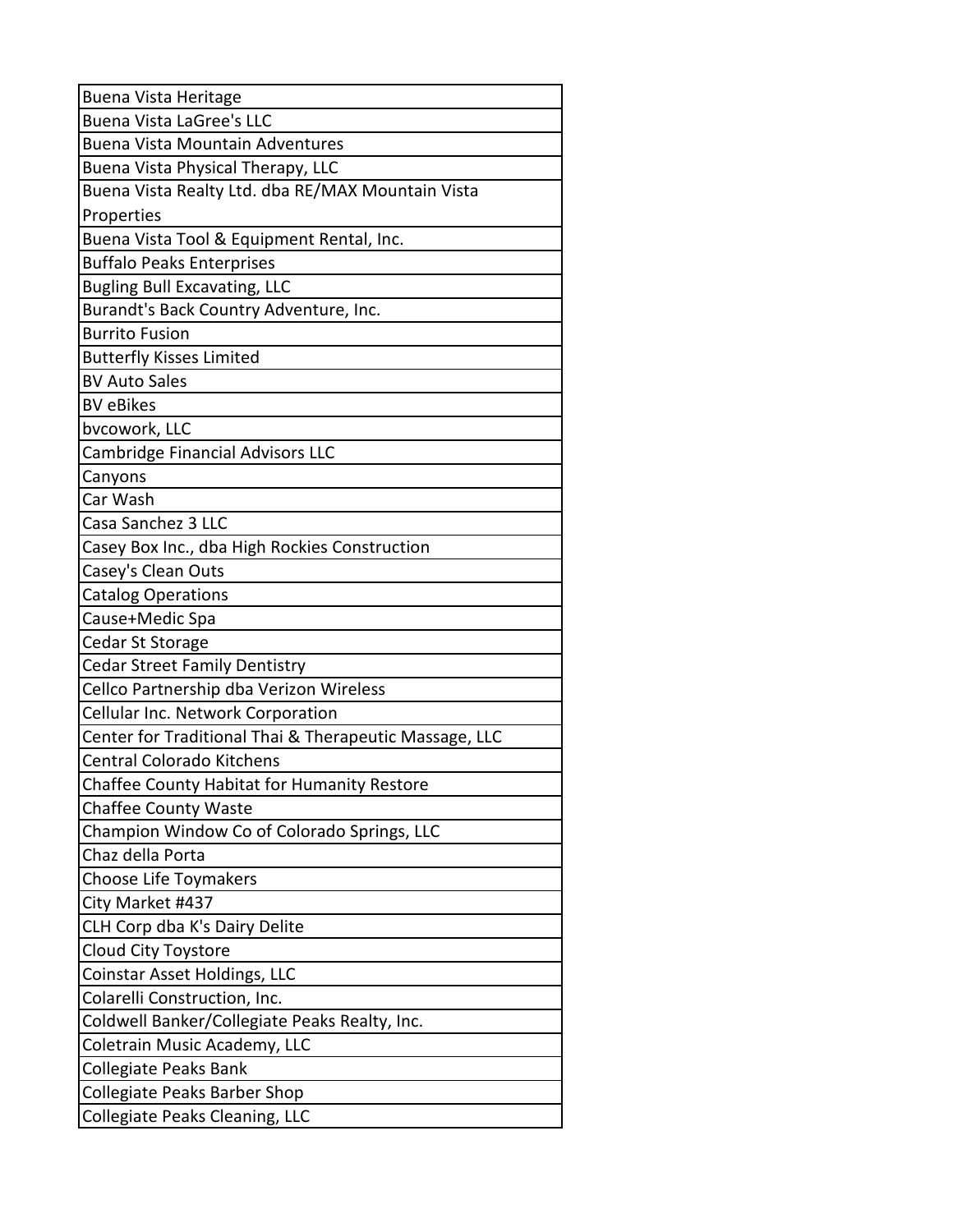| Buena Vista Heritage |
|---|
| Buena Vista LaGree's LLC |
| Buena Vista Mountain Adventures |
| Buena Vista Physical Therapy, LLC |
| Buena Vista Realty Ltd. dba RE/MAX Mountain Vista Properties |
| Buena Vista Tool & Equipment Rental, Inc. |
| Buffalo Peaks Enterprises |
| Bugling Bull Excavating, LLC |
| Burandt's Back Country Adventure, Inc. |
| Burrito Fusion |
| Butterfly Kisses Limited |
| BV Auto Sales |
| BV eBikes |
| bvcowork, LLC |
| Cambridge Financial Advisors LLC |
| Canyons |
| Car Wash |
| Casa Sanchez 3 LLC |
| Casey Box Inc., dba High Rockies Construction |
| Casey's Clean Outs |
| Catalog Operations |
| Cause+Medic Spa |
| Cedar St Storage |
| Cedar Street Family Dentistry |
| Cellco Partnership dba Verizon Wireless |
| Cellular Inc. Network Corporation |
| Center for Traditional Thai & Therapeutic Massage, LLC |
| Central Colorado Kitchens |
| Chaffee County Habitat for Humanity Restore |
| Chaffee County Waste |
| Champion Window Co of Colorado Springs, LLC |
| Chaz della Porta |
| Choose Life Toymakers |
| City Market #437 |
| CLH Corp dba K's Dairy Delite |
| Cloud City Toystore |
| Coinstar Asset Holdings, LLC |
| Colarelli Construction, Inc. |
| Coldwell Banker/Collegiate Peaks Realty, Inc. |
| Coletrain Music Academy, LLC |
| Collegiate Peaks Bank |
| Collegiate Peaks Barber Shop |
| Collegiate Peaks Cleaning, LLC |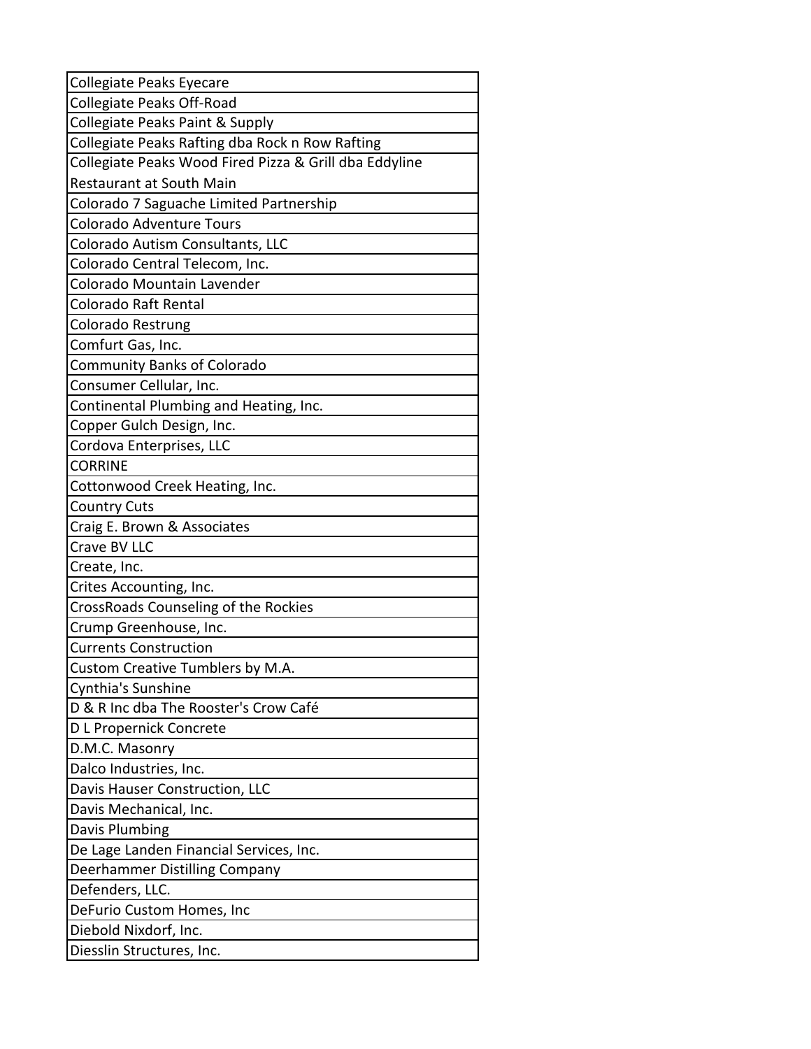| Collegiate Peaks Eyecare |
|---|
| Collegiate Peaks Off-Road |
| Collegiate Peaks Paint & Supply |
| Collegiate Peaks Rafting dba Rock n Row Rafting |
| Collegiate Peaks Wood Fired Pizza & Grill dba Eddyline Restaurant at South Main |
| Colorado 7 Saguache Limited Partnership |
| Colorado Adventure Tours |
| Colorado Autism Consultants, LLC |
| Colorado Central Telecom, Inc. |
| Colorado Mountain Lavender |
| Colorado Raft Rental |
| Colorado Restrung |
| Comfurt Gas, Inc. |
| Community Banks of Colorado |
| Consumer Cellular, Inc. |
| Continental Plumbing and Heating, Inc. |
| Copper Gulch Design, Inc. |
| Cordova Enterprises, LLC |
| CORRINE |
| Cottonwood Creek Heating, Inc. |
| Country Cuts |
| Craig E. Brown & Associates |
| Crave BV LLC |
| Create, Inc. |
| Crites Accounting, Inc. |
| CrossRoads Counseling of the Rockies |
| Crump Greenhouse, Inc. |
| Currents Construction |
| Custom Creative Tumblers by M.A. |
| Cynthia's Sunshine |
| D & R Inc dba The Rooster's Crow Café |
| D L Propernick Concrete |
| D.M.C. Masonry |
| Dalco Industries, Inc. |
| Davis Hauser Construction, LLC |
| Davis Mechanical, Inc. |
| Davis Plumbing |
| De Lage Landen Financial Services, Inc. |
| Deerhammer Distilling Company |
| Defenders, LLC. |
| DeFurio Custom Homes, Inc |
| Diebold Nixdorf, Inc. |
| Diesslin Structures, Inc. |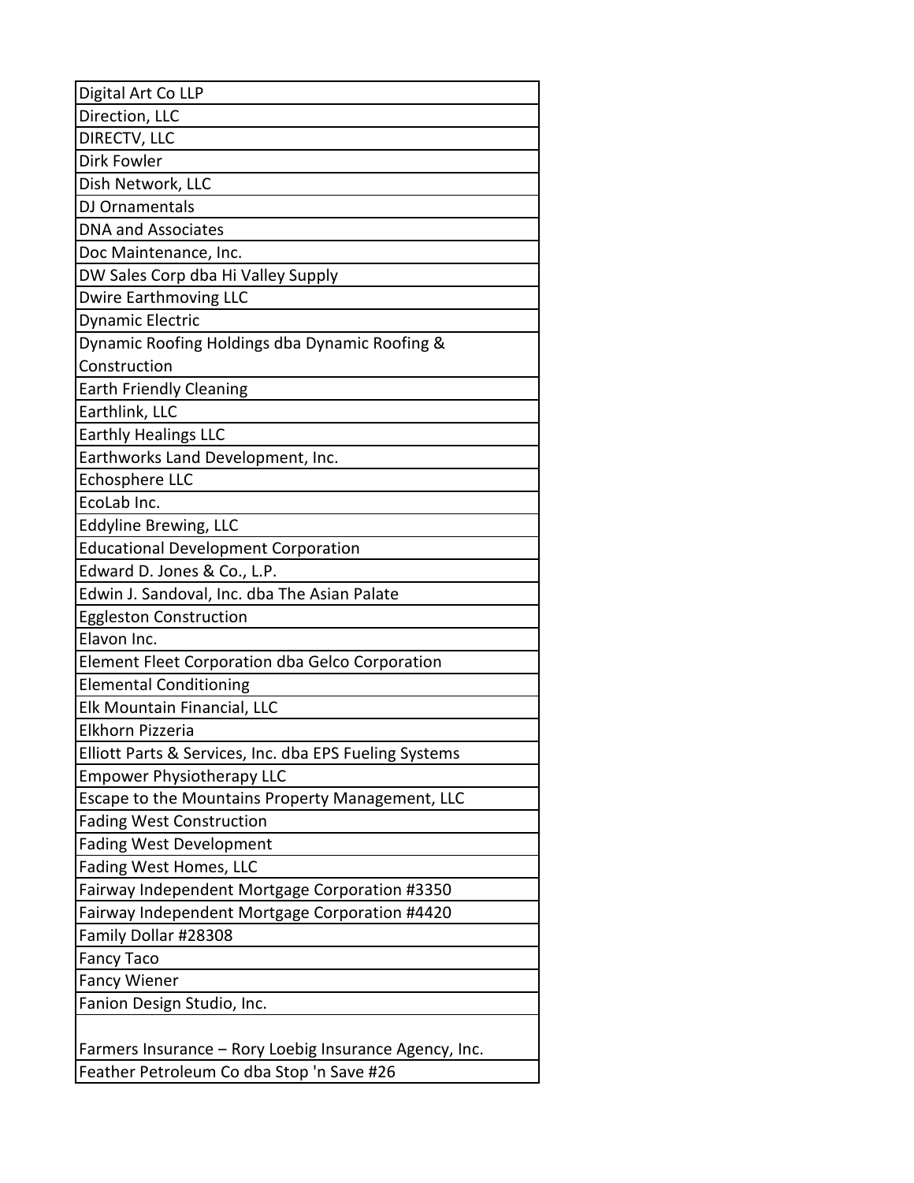| Digital Art Co LLP |
| --- |
| Direction, LLC |
| DIRECTV, LLC |
| Dirk Fowler |
| Dish Network, LLC |
| DJ Ornamentals |
| DNA and Associates |
| Doc Maintenance, Inc. |
| DW Sales Corp dba Hi Valley Supply |
| Dwire Earthmoving LLC |
| Dynamic Electric |
| Dynamic Roofing Holdings dba Dynamic Roofing & Construction |
| Earth Friendly Cleaning |
| Earthlink, LLC |
| Earthly Healings LLC |
| Earthworks Land Development, Inc. |
| Echosphere LLC |
| EcoLab Inc. |
| Eddyline Brewing, LLC |
| Educational Development Corporation |
| Edward D. Jones & Co., L.P. |
| Edwin J. Sandoval, Inc. dba The Asian Palate |
| Eggleston Construction |
| Elavon Inc. |
| Element Fleet Corporation dba Gelco Corporation |
| Elemental Conditioning |
| Elk Mountain Financial, LLC |
| Elkhorn Pizzeria |
| Elliott Parts & Services, Inc. dba EPS Fueling Systems |
| Empower Physiotherapy LLC |
| Escape to the Mountains Property Management, LLC |
| Fading West Construction |
| Fading West Development |
| Fading West Homes, LLC |
| Fairway Independent Mortgage Corporation #3350 |
| Fairway Independent Mortgage Corporation #4420 |
| Family Dollar #28308 |
| Fancy Taco |
| Fancy Wiener |
| Fanion Design Studio, Inc. |
| Farmers Insurance – Rory Loebig Insurance Agency, Inc. |
| Feather Petroleum Co dba Stop 'n Save #26 |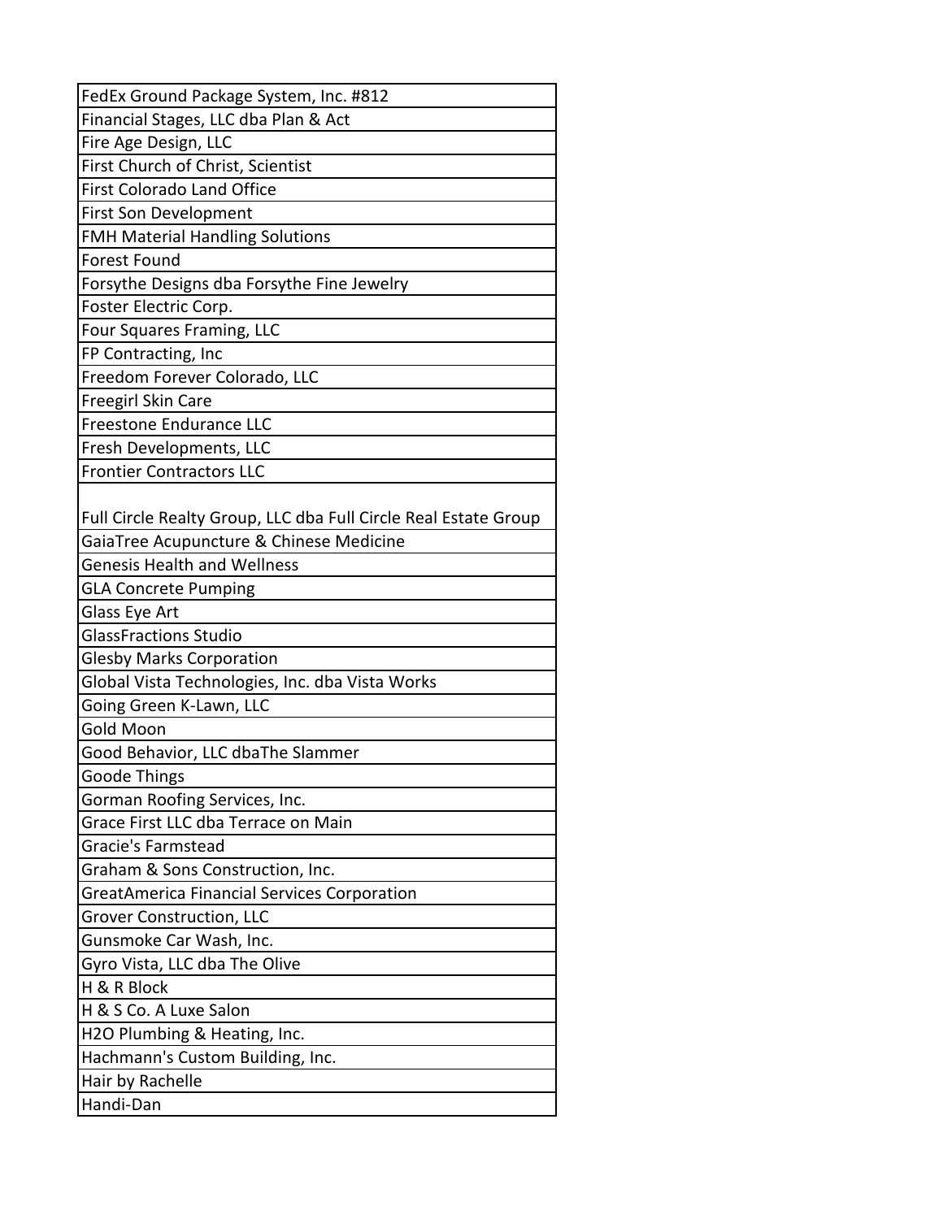| FedEx Ground Package System, Inc. #812 |
|---|
| Financial Stages, LLC dba Plan & Act |
| Fire Age Design, LLC |
| First Church of Christ, Scientist |
| First Colorado Land Office |
| First Son Development |
| FMH Material Handling Solutions |
| Forest Found |
| Forsythe Designs dba Forsythe Fine Jewelry |
| Foster Electric Corp. |
| Four Squares Framing, LLC |
| FP Contracting, Inc |
| Freedom Forever Colorado, LLC |
| Freegirl Skin Care |
| Freestone Endurance LLC |
| Fresh Developments, LLC |
| Frontier Contractors LLC |
| Full Circle Realty Group, LLC dba Full Circle Real Estate Group |
| GaiaTree Acupuncture & Chinese Medicine |
| Genesis Health and Wellness |
| GLA Concrete Pumping |
| Glass Eye Art |
| GlassFractions Studio |
| Glesby Marks Corporation |
| Global Vista Technologies, Inc. dba Vista Works |
| Going Green K-Lawn, LLC |
| Gold Moon |
| Good Behavior, LLC dbaThe Slammer |
| Goode Things |
| Gorman Roofing Services, Inc. |
| Grace First LLC dba Terrace on Main |
| Gracie's Farmstead |
| Graham & Sons Construction, Inc. |
| GreatAmerica Financial Services Corporation |
| Grover Construction, LLC |
| Gunsmoke Car Wash, Inc. |
| Gyro Vista, LLC dba The Olive |
| H & R Block |
| H & S Co. A Luxe Salon |
| H2O Plumbing & Heating, Inc. |
| Hachmann's Custom Building, Inc. |
| Hair by Rachelle |
| Handi-Dan |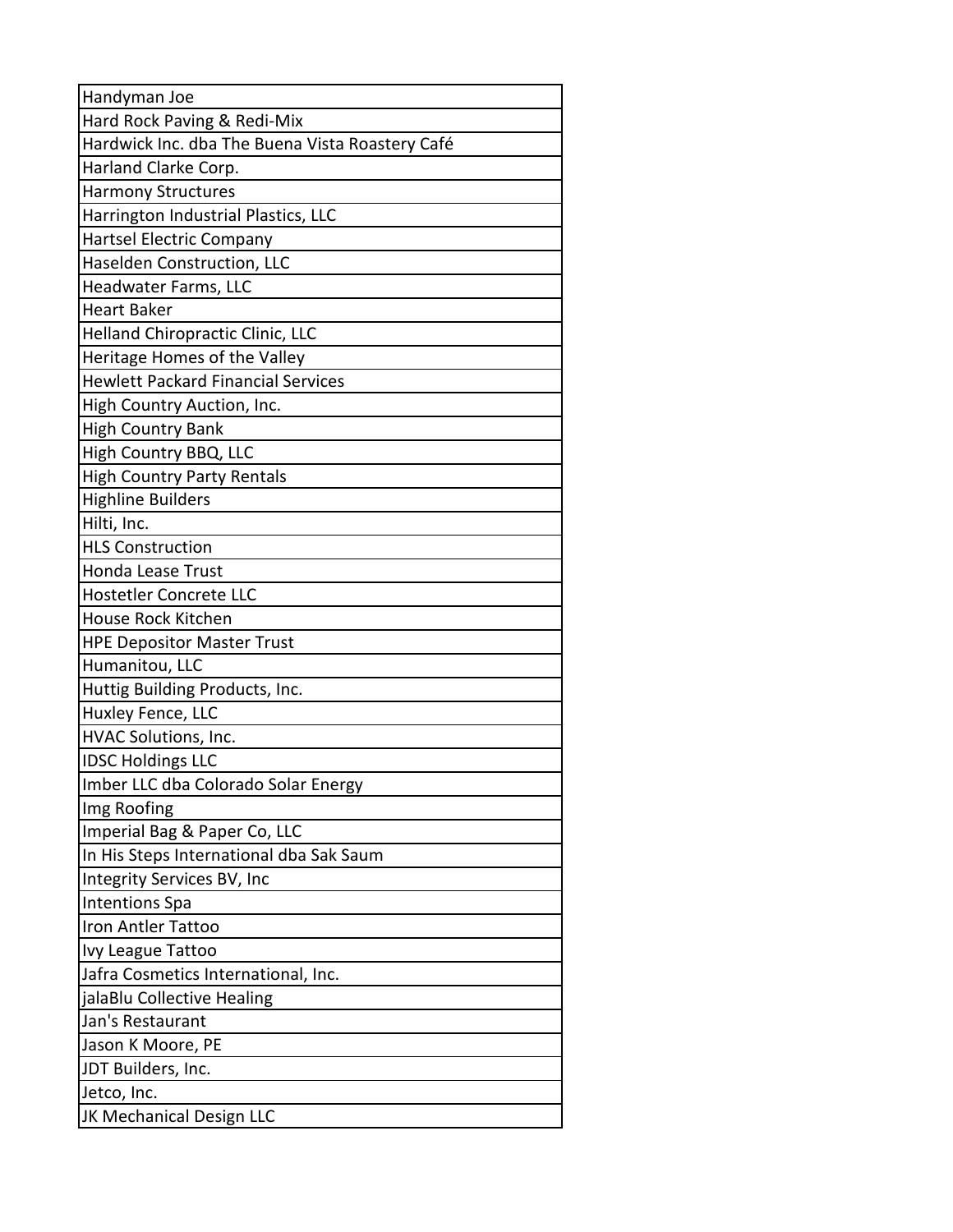| Handyman Joe |
|---|
| Hard Rock Paving & Redi-Mix |
| Hardwick Inc. dba The Buena Vista Roastery Café |
| Harland Clarke Corp. |
| Harmony Structures |
| Harrington Industrial Plastics, LLC |
| Hartsel Electric Company |
| Haselden Construction, LLC |
| Headwater Farms, LLC |
| Heart Baker |
| Helland Chiropractic Clinic, LLC |
| Heritage Homes of the Valley |
| Hewlett Packard Financial Services |
| High Country Auction, Inc. |
| High Country Bank |
| High Country BBQ, LLC |
| High Country Party Rentals |
| Highline Builders |
| Hilti, Inc. |
| HLS Construction |
| Honda Lease Trust |
| Hostetler Concrete LLC |
| House Rock Kitchen |
| HPE Depositor Master Trust |
| Humanitou, LLC |
| Huttig Building Products, Inc. |
| Huxley Fence, LLC |
| HVAC Solutions, Inc. |
| IDSC Holdings LLC |
| Imber LLC dba Colorado Solar Energy |
| Img Roofing |
| Imperial Bag & Paper Co, LLC |
| In His Steps International dba Sak Saum |
| Integrity Services BV, Inc |
| Intentions Spa |
| Iron Antler Tattoo |
| Ivy League Tattoo |
| Jafra Cosmetics International, Inc. |
| jalaBlu Collective Healing |
| Jan's Restaurant |
| Jason K Moore, PE |
| JDT Builders, Inc. |
| Jetco, Inc. |
| JK Mechanical Design LLC |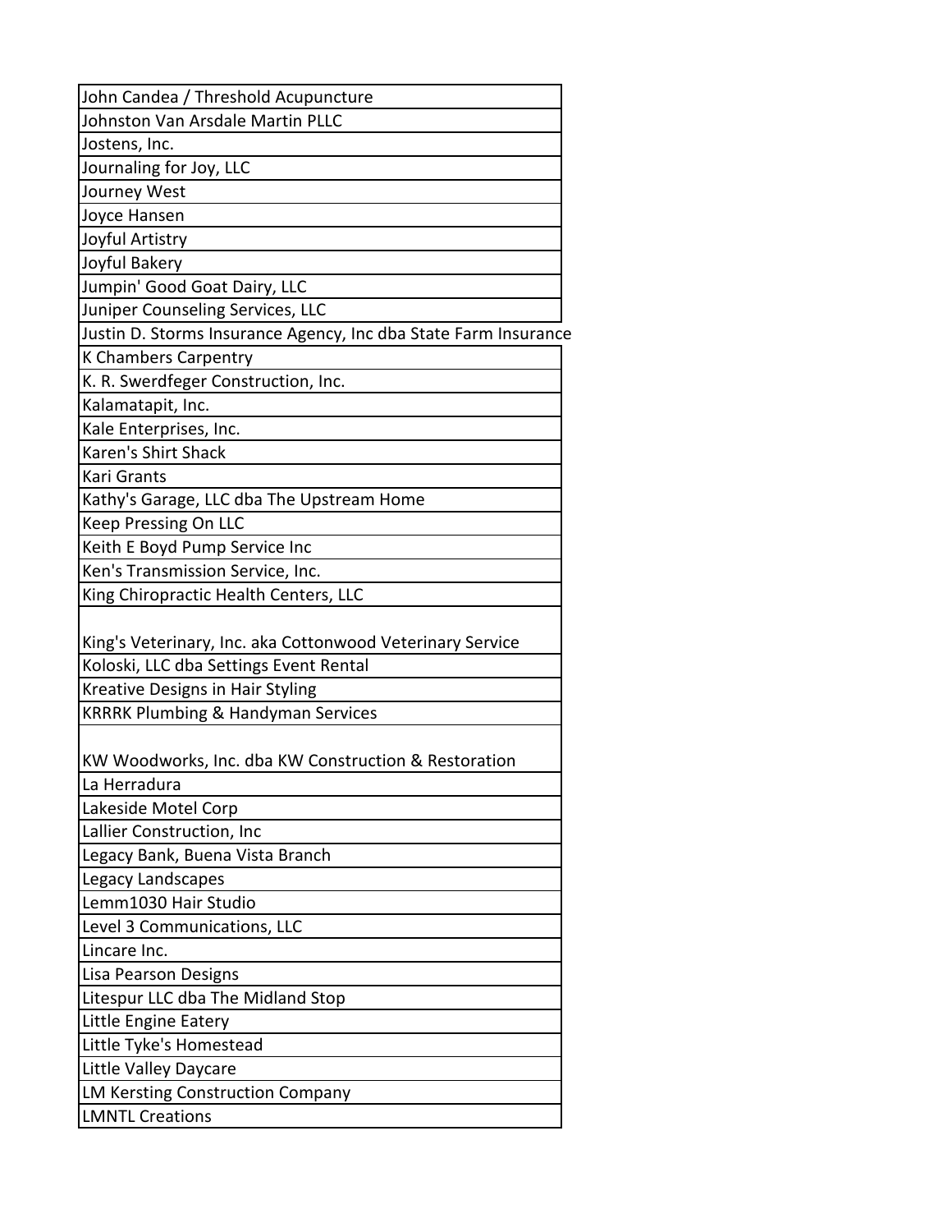| John Candea / Threshold Acupuncture |
|---|
| Johnston Van Arsdale Martin PLLC |
| Jostens, Inc. |
| Journaling for Joy, LLC |
| Journey West |
| Joyce Hansen |
| Joyful Artistry |
| Joyful Bakery |
| Jumpin' Good Goat Dairy, LLC |
| Juniper Counseling Services, LLC |
| Justin D. Storms Insurance Agency, Inc dba State Farm Insurance |
| K Chambers Carpentry |
| K. R. Swerdfeger Construction, Inc. |
| Kalamatapit, Inc. |
| Kale Enterprises, Inc. |
| Karen's Shirt Shack |
| Kari Grants |
| Kathy's Garage, LLC dba The Upstream Home |
| Keep Pressing On LLC |
| Keith E Boyd Pump Service Inc |
| Ken's Transmission Service, Inc. |
| King Chiropractic Health Centers, LLC |
| King's Veterinary, Inc. aka Cottonwood Veterinary Service |
| Koloski, LLC dba Settings Event Rental |
| Kreative Designs in Hair Styling |
| KRRRK Plumbing & Handyman Services |
| KW Woodworks, Inc. dba KW Construction & Restoration |
| La Herradura |
| Lakeside Motel Corp |
| Lallier Construction, Inc |
| Legacy Bank, Buena Vista Branch |
| Legacy Landscapes |
| Lemm1030 Hair Studio |
| Level 3 Communications, LLC |
| Lincare Inc. |
| Lisa Pearson Designs |
| Litespur LLC dba The Midland Stop |
| Little Engine Eatery |
| Little Tyke's Homestead |
| Little Valley Daycare |
| LM Kersting Construction Company |
| LMNTL Creations |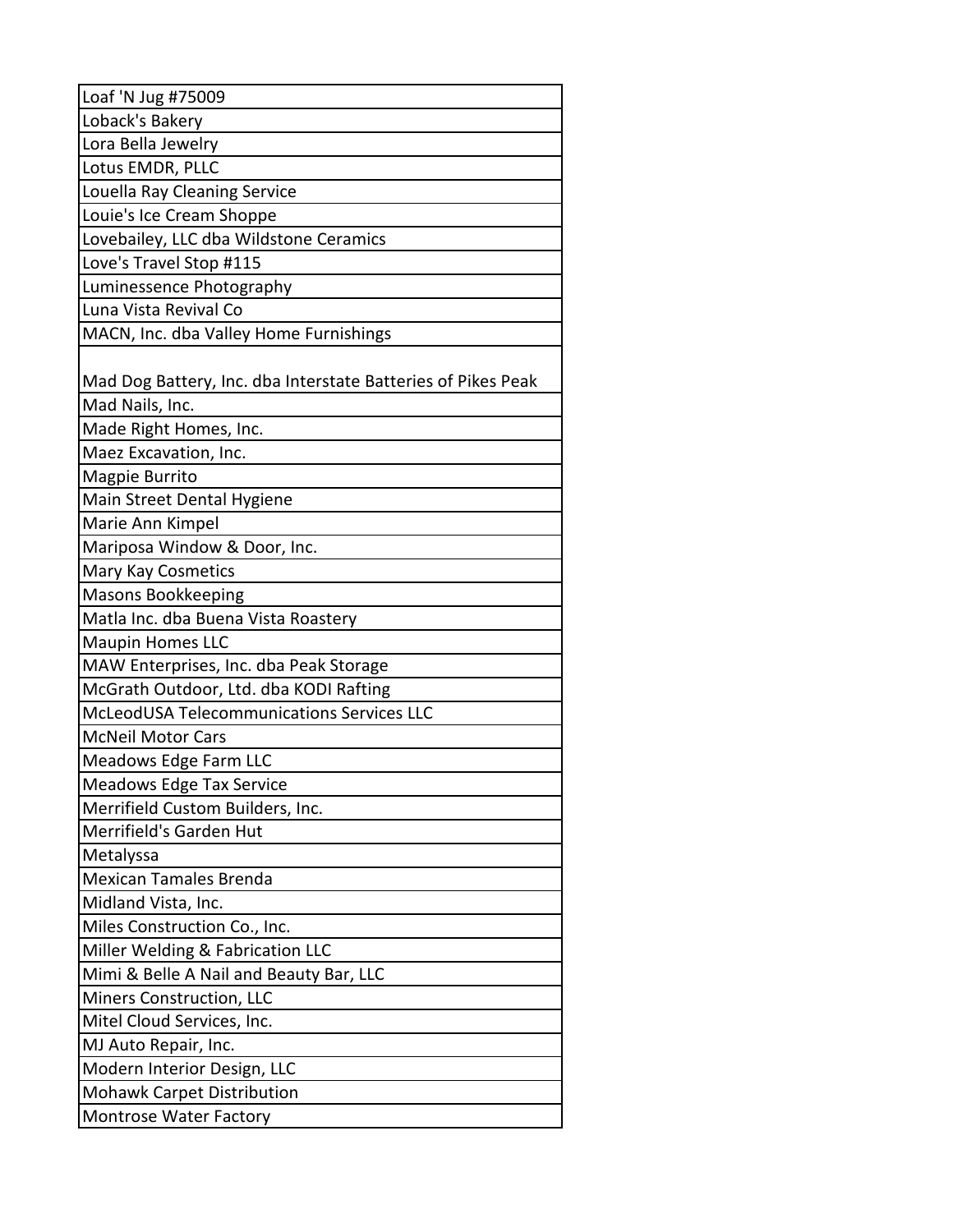| Loaf 'N Jug #75009 |
|---|
| Loback's Bakery |
| Lora Bella Jewelry |
| Lotus EMDR, PLLC |
| Louella Ray Cleaning Service |
| Louie's Ice Cream Shoppe |
| Lovebailey, LLC dba Wildstone Ceramics |
| Love's Travel Stop #115 |
| Luminessence Photography |
| Luna Vista Revival Co |
| MACN, Inc. dba Valley Home Furnishings |
| Mad Dog Battery, Inc. dba Interstate Batteries of Pikes Peak |
| Mad Nails, Inc. |
| Made Right Homes, Inc. |
| Maez Excavation, Inc. |
| Magpie Burrito |
| Main Street Dental Hygiene |
| Marie Ann Kimpel |
| Mariposa Window & Door, Inc. |
| Mary Kay Cosmetics |
| Masons Bookkeeping |
| Matla Inc. dba Buena Vista Roastery |
| Maupin Homes LLC |
| MAW Enterprises, Inc. dba Peak Storage |
| McGrath Outdoor, Ltd. dba KODI Rafting |
| McLeodUSA Telecommunications Services LLC |
| McNeil Motor Cars |
| Meadows Edge Farm LLC |
| Meadows Edge Tax Service |
| Merrifield Custom Builders, Inc. |
| Merrifield's Garden Hut |
| Metalyssa |
| Mexican Tamales Brenda |
| Midland Vista, Inc. |
| Miles Construction Co., Inc. |
| Miller Welding & Fabrication LLC |
| Mimi & Belle A Nail and Beauty Bar, LLC |
| Miners Construction, LLC |
| Mitel Cloud Services, Inc. |
| MJ Auto Repair, Inc. |
| Modern Interior Design, LLC |
| Mohawk Carpet Distribution |
| Montrose Water Factory |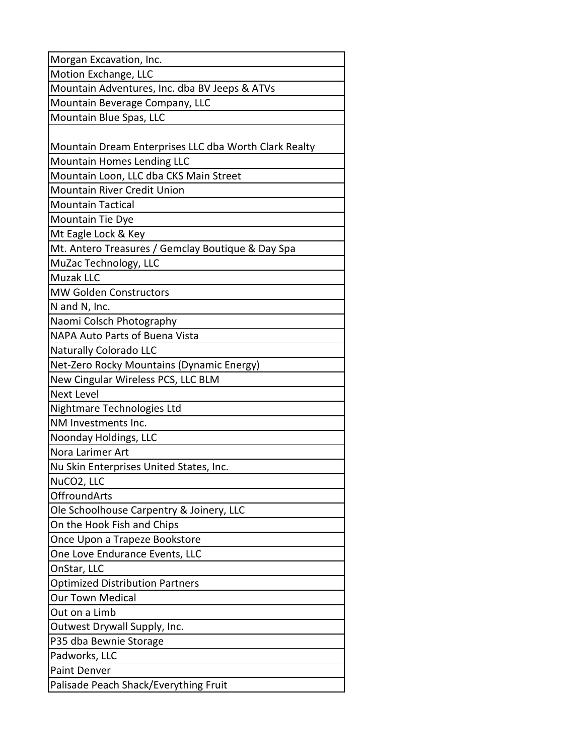| Morgan Excavation, Inc. |
| --- |
| Motion Exchange, LLC |
| Mountain Adventures, Inc. dba BV Jeeps & ATVs |
| Mountain Beverage Company, LLC |
| Mountain Blue Spas, LLC |
| Mountain Dream Enterprises LLC dba Worth Clark Realty |
| Mountain Homes Lending LLC |
| Mountain Loon, LLC dba CKS Main Street |
| Mountain River Credit Union |
| Mountain Tactical |
| Mountain Tie Dye |
| Mt Eagle Lock & Key |
| Mt. Antero Treasures / Gemclay Boutique & Day Spa |
| MuZac Technology, LLC |
| Muzak LLC |
| MW Golden Constructors |
| N and N, Inc. |
| Naomi Colsch Photography |
| NAPA Auto Parts of Buena Vista |
| Naturally Colorado LLC |
| Net-Zero Rocky Mountains (Dynamic Energy) |
| New Cingular Wireless PCS, LLC BLM |
| Next Level |
| Nightmare Technologies Ltd |
| NM Investments Inc. |
| Noonday Holdings, LLC |
| Nora Larimer Art |
| Nu Skin Enterprises United States, Inc. |
| NuCO2, LLC |
| OffroundArts |
| Ole Schoolhouse Carpentry & Joinery, LLC |
| On the Hook Fish and Chips |
| Once Upon a Trapeze Bookstore |
| One Love Endurance Events, LLC |
| OnStar, LLC |
| Optimized Distribution Partners |
| Our Town Medical |
| Out on a Limb |
| Outwest Drywall Supply, Inc. |
| P35 dba Bewnie Storage |
| Padworks, LLC |
| Paint Denver |
| Palisade Peach Shack/Everything Fruit |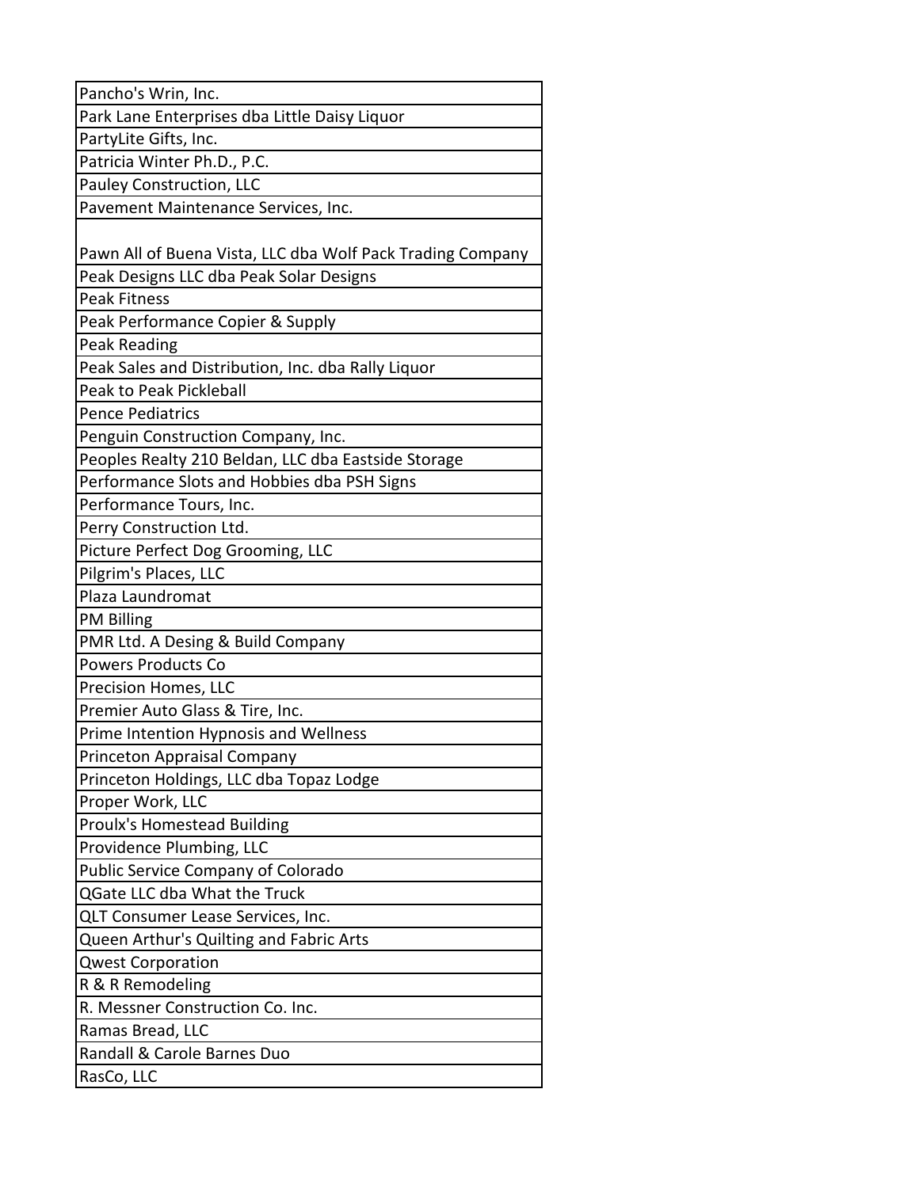| Pancho's Wrin, Inc. |
|---|
| Park Lane Enterprises dba Little Daisy Liquor |
| PartyLite Gifts, Inc. |
| Patricia Winter Ph.D., P.C. |
| Pauley Construction, LLC |
| Pavement Maintenance Services, Inc. |
| Pawn All of Buena Vista, LLC dba Wolf Pack Trading Company |
| Peak Designs LLC dba Peak Solar Designs |
| Peak Fitness |
| Peak Performance Copier & Supply |
| Peak Reading |
| Peak Sales and Distribution, Inc. dba Rally Liquor |
| Peak to Peak Pickleball |
| Pence Pediatrics |
| Penguin Construction Company, Inc. |
| Peoples Realty 210 Beldan, LLC dba Eastside Storage |
| Performance Slots and Hobbies dba PSH Signs |
| Performance Tours, Inc. |
| Perry Construction Ltd. |
| Picture Perfect Dog Grooming, LLC |
| Pilgrim's Places, LLC |
| Plaza Laundromat |
| PM Billing |
| PMR Ltd. A Desing & Build Company |
| Powers Products Co |
| Precision Homes, LLC |
| Premier Auto Glass & Tire, Inc. |
| Prime Intention Hypnosis and Wellness |
| Princeton Appraisal Company |
| Princeton Holdings, LLC dba Topaz Lodge |
| Proper Work, LLC |
| Proulx's Homestead Building |
| Providence Plumbing, LLC |
| Public Service Company of Colorado |
| QGate LLC dba What the Truck |
| QLT Consumer Lease Services, Inc. |
| Queen Arthur's Quilting and Fabric Arts |
| Qwest Corporation |
| R & R Remodeling |
| R. Messner Construction Co. Inc. |
| Ramas Bread, LLC |
| Randall & Carole Barnes Duo |
| RasCo, LLC |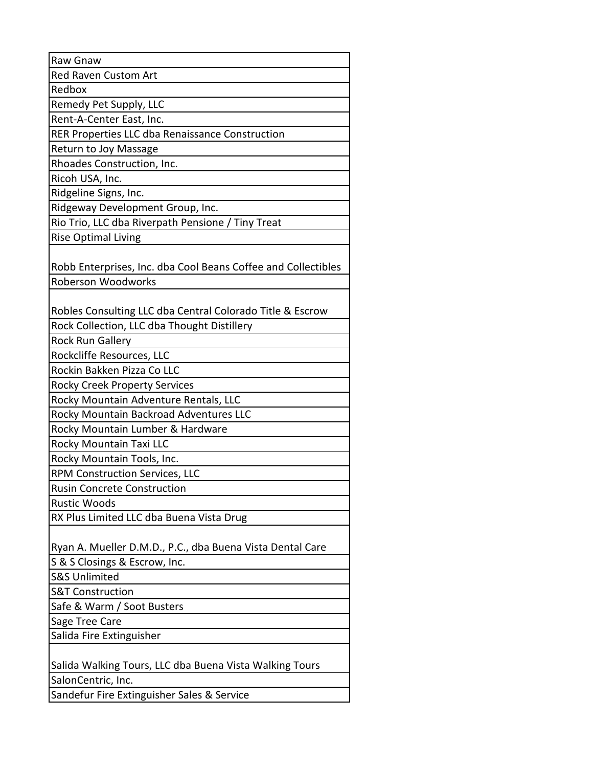| Raw Gnaw |
| --- |
| Red Raven Custom Art |
| Redbox |
| Remedy Pet Supply, LLC |
| Rent-A-Center East, Inc. |
| RER Properties LLC dba Renaissance Construction |
| Return to Joy Massage |
| Rhoades Construction, Inc. |
| Ricoh USA, Inc. |
| Ridgeline Signs, Inc. |
| Ridgeway Development Group, Inc. |
| Rio Trio, LLC dba Riverpath Pensione / Tiny Treat |
| Rise Optimal Living |
| Robb Enterprises, Inc. dba Cool Beans Coffee and Collectibles |
| Roberson Woodworks |
| Robles Consulting LLC dba Central Colorado Title & Escrow |
| Rock Collection, LLC dba Thought Distillery |
| Rock Run Gallery |
| Rockcliffe Resources, LLC |
| Rockin Bakken Pizza Co LLC |
| Rocky Creek Property Services |
| Rocky Mountain Adventure Rentals, LLC |
| Rocky Mountain Backroad Adventures LLC |
| Rocky Mountain Lumber & Hardware |
| Rocky Mountain Taxi LLC |
| Rocky Mountain Tools, Inc. |
| RPM Construction Services, LLC |
| Rusin Concrete Construction |
| Rustic Woods |
| RX Plus Limited LLC dba Buena Vista Drug |
| Ryan A. Mueller D.M.D., P.C., dba Buena Vista Dental Care |
| S & S Closings & Escrow, Inc. |
| S&S Unlimited |
| S&T Construction |
| Safe & Warm / Soot Busters |
| Sage Tree Care |
| Salida Fire Extinguisher |
| Salida Walking Tours, LLC dba Buena Vista Walking Tours |
| SalonCentric, Inc. |
| Sandefur Fire Extinguisher Sales & Service |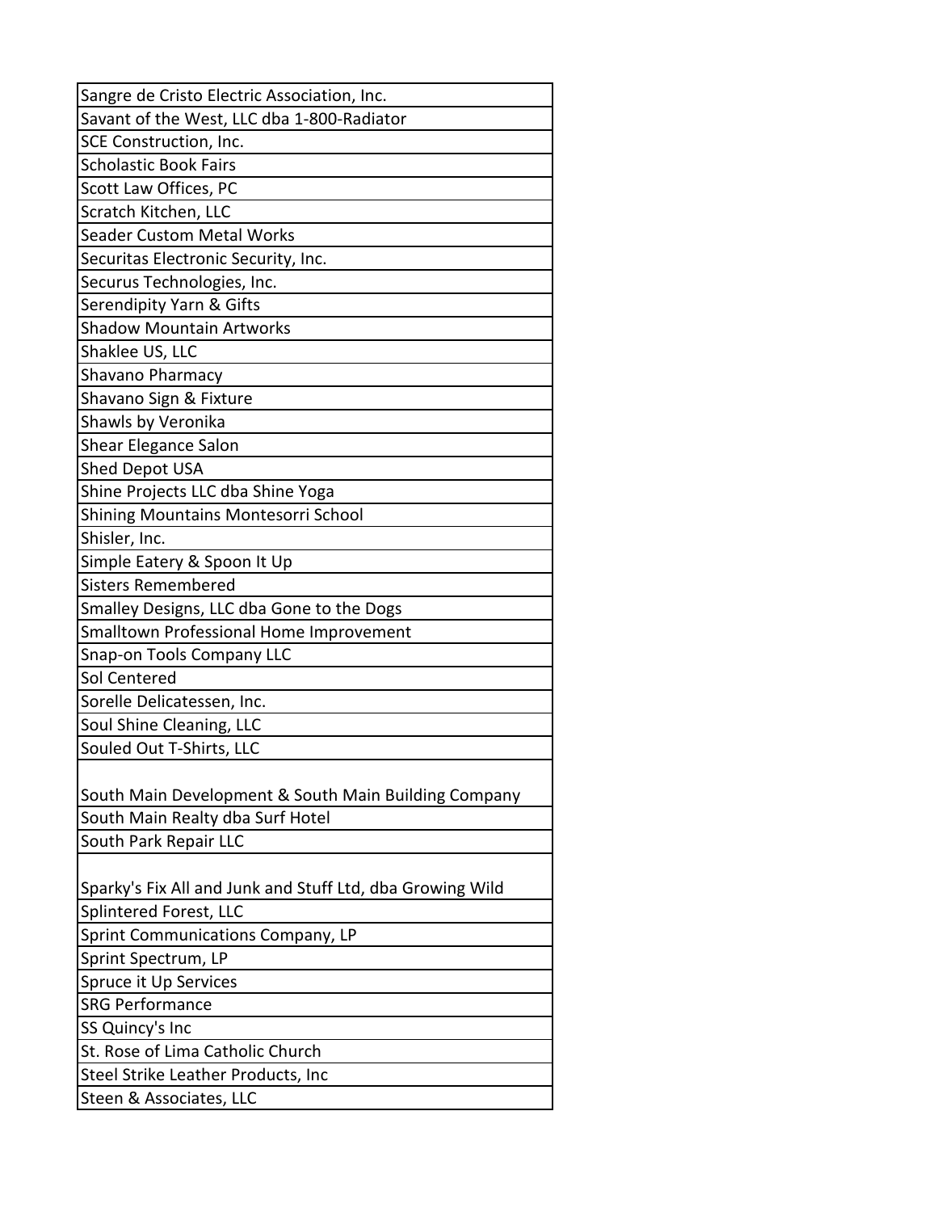| Sangre de Cristo Electric Association, Inc. |
|---|
| Savant of the West, LLC dba 1-800-Radiator |
| SCE Construction, Inc. |
| Scholastic Book Fairs |
| Scott Law Offices, PC |
| Scratch Kitchen, LLC |
| Seader Custom Metal Works |
| Securitas Electronic Security, Inc. |
| Securus Technologies, Inc. |
| Serendipity Yarn & Gifts |
| Shadow Mountain Artworks |
| Shaklee US, LLC |
| Shavano Pharmacy |
| Shavano Sign & Fixture |
| Shawls by Veronika |
| Shear Elegance Salon |
| Shed Depot USA |
| Shine Projects LLC dba Shine Yoga |
| Shining Mountains Montesorri School |
| Shisler, Inc. |
| Simple Eatery & Spoon It Up |
| Sisters Remembered |
| Smalley Designs, LLC dba Gone to the Dogs |
| Smalltown Professional Home Improvement |
| Snap-on Tools Company LLC |
| Sol Centered |
| Sorelle Delicatessen, Inc. |
| Soul Shine Cleaning, LLC |
| Souled Out T-Shirts, LLC |
| South Main Development & South Main Building Company |
| South Main Realty dba Surf Hotel |
| South Park Repair LLC |
| Sparky's Fix All and Junk and Stuff Ltd, dba Growing Wild |
| Splintered Forest, LLC |
| Sprint Communications Company, LP |
| Sprint Spectrum, LP |
| Spruce it Up Services |
| SRG Performance |
| SS Quincy's Inc |
| St. Rose of Lima Catholic Church |
| Steel Strike Leather Products, Inc |
| Steen & Associates, LLC |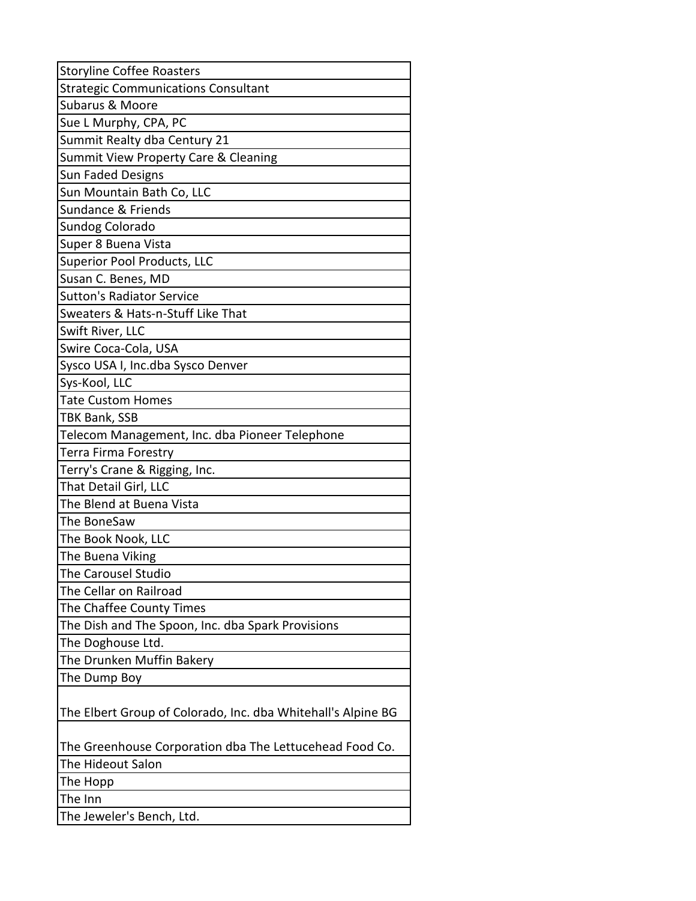| Storyline Coffee Roasters |
|---|
| Strategic Communications Consultant |
| Subarus & Moore |
| Sue L Murphy, CPA, PC |
| Summit Realty dba Century 21 |
| Summit View Property Care & Cleaning |
| Sun Faded Designs |
| Sun Mountain Bath Co, LLC |
| Sundance & Friends |
| Sundog Colorado |
| Super 8 Buena Vista |
| Superior Pool Products, LLC |
| Susan C. Benes, MD |
| Sutton's Radiator Service |
| Sweaters & Hats-n-Stuff Like That |
| Swift River, LLC |
| Swire Coca-Cola, USA |
| Sysco USA I, Inc.dba Sysco Denver |
| Sys-Kool, LLC |
| Tate Custom Homes |
| TBK Bank, SSB |
| Telecom Management, Inc. dba Pioneer Telephone |
| Terra Firma Forestry |
| Terry's Crane & Rigging, Inc. |
| That Detail Girl, LLC |
| The Blend at Buena Vista |
| The BoneSaw |
| The Book Nook, LLC |
| The Buena Viking |
| The Carousel Studio |
| The Cellar on Railroad |
| The Chaffee County Times |
| The Dish and The Spoon, Inc. dba Spark Provisions |
| The Doghouse Ltd. |
| The Drunken Muffin Bakery |
| The Dump Boy |
| The Elbert Group of Colorado, Inc. dba Whitehall's Alpine BG |
| The Greenhouse Corporation dba The Lettucehead Food Co. |
| The Hideout Salon |
| The Hopp |
| The Inn |
| The Jeweler's Bench, Ltd. |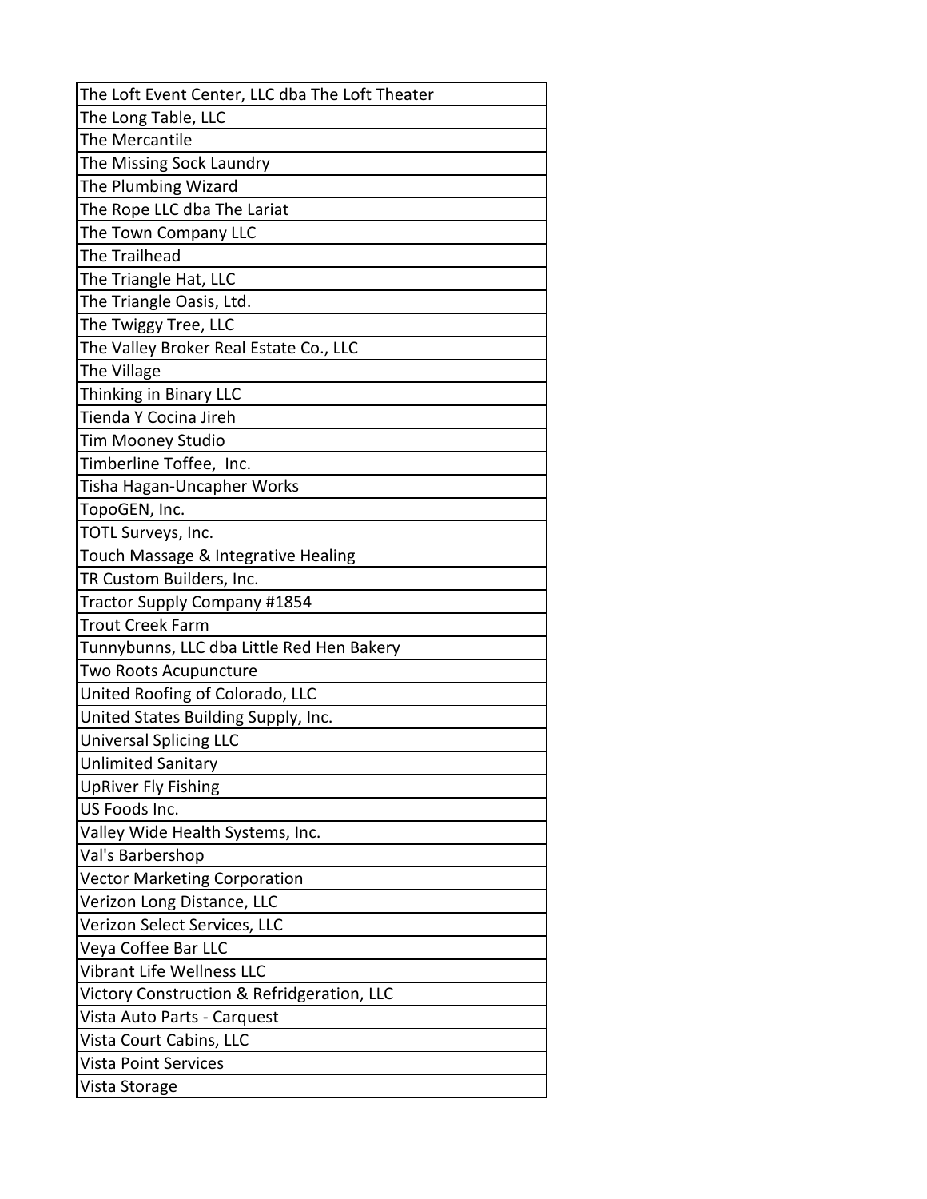| The Loft Event Center, LLC dba The Loft Theater |
|---|
| The Long Table, LLC |
| The Mercantile |
| The Missing Sock Laundry |
| The Plumbing Wizard |
| The Rope LLC dba The Lariat |
| The Town Company LLC |
| The Trailhead |
| The Triangle Hat, LLC |
| The Triangle Oasis, Ltd. |
| The Twiggy Tree, LLC |
| The Valley Broker Real Estate Co., LLC |
| The Village |
| Thinking in Binary LLC |
| Tienda Y Cocina Jireh |
| Tim Mooney Studio |
| Timberline Toffee,  Inc. |
| Tisha Hagan-Uncapher Works |
| TopoGEN, Inc. |
| TOTL Surveys, Inc. |
| Touch Massage & Integrative Healing |
| TR Custom Builders, Inc. |
| Tractor Supply Company #1854 |
| Trout Creek Farm |
| Tunnybunns, LLC dba Little Red Hen Bakery |
| Two Roots Acupuncture |
| United Roofing of Colorado, LLC |
| United States Building Supply, Inc. |
| Universal Splicing LLC |
| Unlimited Sanitary |
| UpRiver Fly Fishing |
| US Foods Inc. |
| Valley Wide Health Systems, Inc. |
| Val's Barbershop |
| Vector Marketing Corporation |
| Verizon Long Distance, LLC |
| Verizon Select Services, LLC |
| Veya Coffee Bar LLC |
| Vibrant Life Wellness LLC |
| Victory Construction & Refridgeration, LLC |
| Vista Auto Parts - Carquest |
| Vista Court Cabins, LLC |
| Vista Point Services |
| Vista Storage |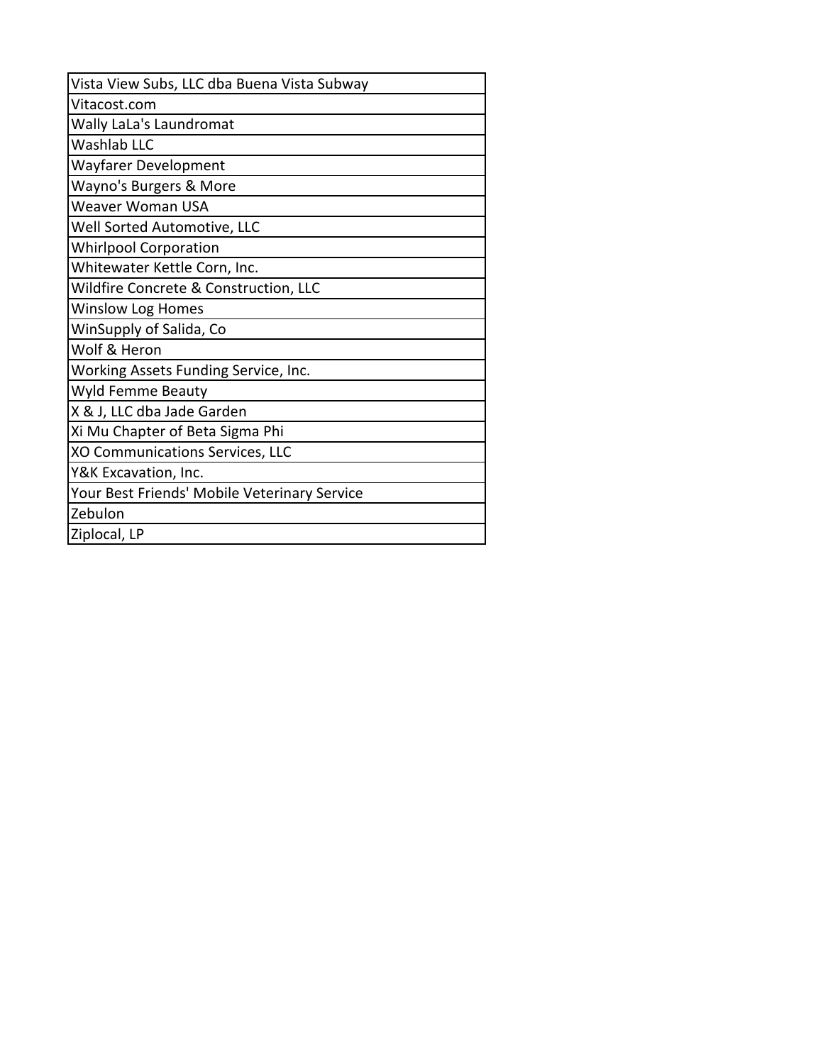| |
|---|
| Vista View Subs, LLC dba Buena Vista Subway |
| Vitacost.com |
| Wally LaLa's Laundromat |
| Washlab LLC |
| Wayfarer Development |
| Wayno's Burgers & More |
| Weaver Woman USA |
| Well Sorted Automotive, LLC |
| Whirlpool Corporation |
| Whitewater Kettle Corn, Inc. |
| Wildfire Concrete & Construction, LLC |
| Winslow Log Homes |
| WinSupply of Salida, Co |
| Wolf & Heron |
| Working Assets Funding Service, Inc. |
| Wyld Femme Beauty |
| X & J, LLC dba Jade Garden |
| Xi Mu Chapter of Beta Sigma Phi |
| XO Communications Services, LLC |
| Y&K Excavation, Inc. |
| Your Best Friends' Mobile Veterinary Service |
| Zebulon |
| Ziplocal, LP |